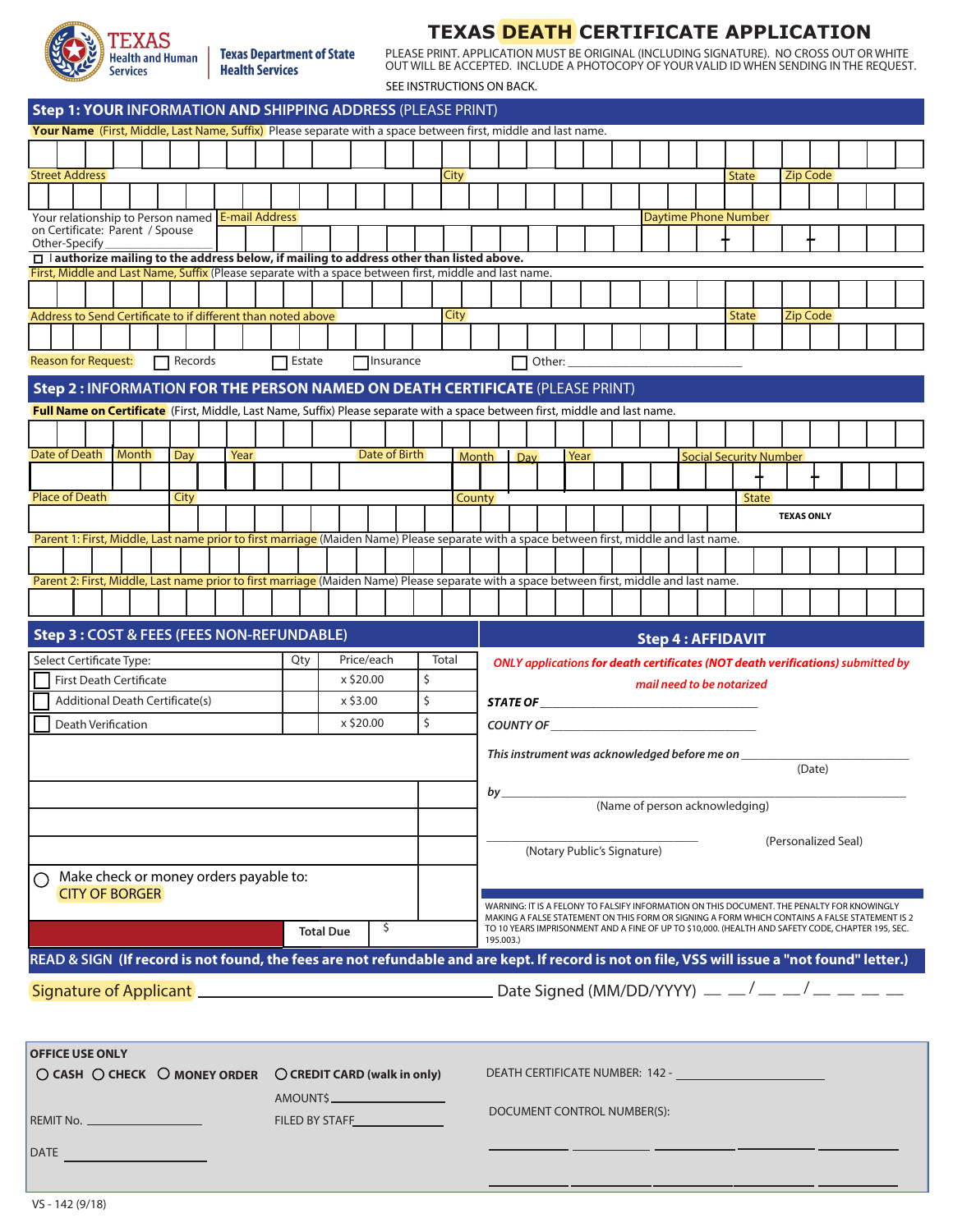Texas Health and Human Services | Texas Department of State Health Services

# TEXAS DEATH CERTIFICATE APPLICATION

PLEASE PRINT. APPLICATION MUST BE ORIGINAL (INCLUDING SIGNATURE). NO CROSS OUT OR WHITE OUT WILL BE ACCEPTED. INCLUDE A PHOTOCOPY OF YOUR VALID ID WHEN SENDING IN THE REQUEST.

SEE INSTRUCTIONS ON BACK.

## Step 1: YOUR INFORMATION AND SHIPPING ADDRESS (PLEASE PRINT)

**Your Name** (First, Middle, Last Name, Suffix) Please separate with a space between first, middle and last name.

Street Address | City | State | Zip Code

Your relationship to Person named on Certificate: Parent / Spouse Other-Specify ________ | E-mail Address | Daytime Phone Number

☐ I **authorize mailing to the address below, if mailing to address other than listed above.**

First, Middle and Last Name, Suffix (Please separate with a space between first, middle and last name.

Address to Send Certificate to if different than noted above | City | State | Zip Code

Reason for Request: ☐ Records ☐ Estate ☐ Insurance ☐ Other: ____________________________

## Step 2 : INFORMATION FOR THE PERSON NAMED ON DEATH CERTIFICATE (PLEASE PRINT)

**Full Name on Certificate** (First, Middle, Last Name, Suffix) Please separate with a space between first, middle and last name.

Date of Death: Month | Day | Year | Date of Birth: Month | Day | Year | Social Security Number

Place of Death | City | County | State: TEXAS ONLY

Parent 1: First, Middle, Last name prior to first marriage (Maiden Name) Please separate with a space between first, middle and last name.

Parent 2: First, Middle, Last name prior to first marriage (Maiden Name) Please separate with a space between first, middle and last name.

## Step 3 : COST & FEES (FEES NON-REFUNDABLE)

| Select Certificate Type: | Qty | Price/each | Total |
|---|---|---|---|
| ☐ First Death Certificate | | x $20.00 | $ |
| ☐ Additional Death Certificate(s) | | x $3.00 | $ |
| ☐ Death Verification | | x $20.00 | $ |

○ Make check or money orders payable to: CITY OF BORGER

Total Due $

## Step 4 : AFFIDAVIT

*ONLY applications for death certificates (NOT death verifications) submitted by mail need to be notarized*

***STATE OF*** ____________________________

***COUNTY OF*** ____________________________

***This instrument was acknowledged before me on*** ____________________________ (Date)

***by*** ____________________________ (Name of person acknowledging)

____________________________ (Notary Public's Signature) (Personalized Seal)

WARNING: IT IS A FELONY TO FALSIFY INFORMATION ON THIS DOCUMENT. THE PENALTY FOR KNOWINGLY MAKING A FALSE STATEMENT ON THIS FORM OR SIGNING A FORM WHICH CONTAINS A FALSE STATEMENT IS 2 TO 10 YEARS IMPRISONMENT AND A FINE OF UP TO $10,000. (HEALTH AND SAFETY CODE, CHAPTER 195, SEC. 195.003.)

**READ & SIGN (If record is not found, the fees are not refundable and are kept. If record is not on file, VSS will issue a "not found" letter.)**

Signature of Applicant ____________________________ Date Signed (MM/DD/YYYY) __ __/__ __/__ __ __ __

**OFFICE USE ONLY**

○ **CASH** ○ **CHECK** ○ **MONEY ORDER** ○ **CREDIT CARD (walk in only)**

AMOUNT$ ____________

REMIT No. ____________ FILED BY STAFF ____________

DATE ____________

DEATH CERTIFICATE NUMBER: 142 - ____________

DOCUMENT CONTROL NUMBER(S):

VS - 142 (9/18)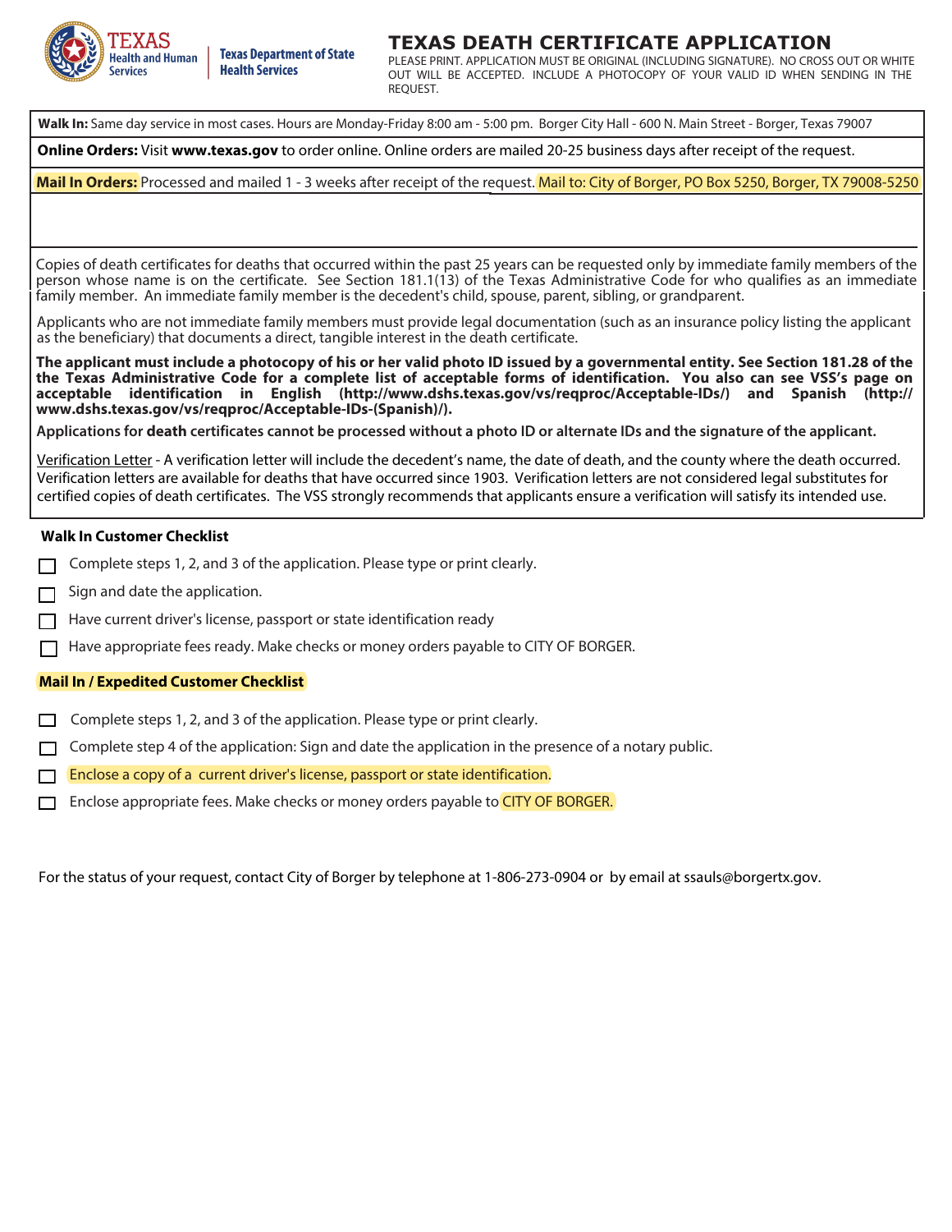# TEXAS DEATH CERTIFICATE APPLICATION

Texas Health and Human Services | Texas Department of State Health Services

PLEASE PRINT. APPLICATION MUST BE ORIGINAL (INCLUDING SIGNATURE). NO CROSS OUT OR WHITE OUT WILL BE ACCEPTED. INCLUDE A PHOTOCOPY OF YOUR VALID ID WHEN SENDING IN THE REQUEST.

**Walk In:** Same day service in most cases. Hours are Monday-Friday 8:00 am - 5:00 pm. Borger City Hall - 600 N. Main Street - Borger, Texas 79007

**Online Orders:** Visit **www.texas.gov** to order online. Online orders are mailed 20-25 business days after receipt of the request.

**Mail In Orders:** Processed and mailed 1 - 3 weeks after receipt of the request. Mail to: City of Borger, PO Box 5250, Borger, TX 79008-5250

Copies of death certificates for deaths that occurred within the past 25 years can be requested only by immediate family members of the person whose name is on the certificate. See Section 181.1(13) of the Texas Administrative Code for who qualifies as an immediate family member. An immediate family member is the decedent's child, spouse, parent, sibling, or grandparent.

Applicants who are not immediate family members must provide legal documentation (such as an insurance policy listing the applicant as the beneficiary) that documents a direct, tangible interest in the death certificate.

**The applicant must include a photocopy of his or her valid photo ID issued by a governmental entity. See Section 181.28 of the the Texas Administrative Code for a complete list of acceptable forms of identification. You also can see VSS's page on acceptable identification in English (http://www.dshs.texas.gov/vs/reqproc/Acceptable-IDs/) and Spanish (http://www.dshs.texas.gov/vs/reqproc/Acceptable-IDs-(Spanish)/).**

**Applications for death certificates cannot be processed without a photo ID or alternate IDs and the signature of the applicant.**

Verification Letter - A verification letter will include the decedent's name, the date of death, and the county where the death occurred. Verification letters are available for deaths that have occurred since 1903. Verification letters are not considered legal substitutes for certified copies of death certificates. The VSS strongly recommends that applicants ensure a verification will satisfy its intended use.

### Walk In Customer Checklist

- ☐ Complete steps 1, 2, and 3 of the application. Please type or print clearly.
- ☐ Sign and date the application.
- ☐ Have current driver's license, passport or state identification ready
- ☐ Have appropriate fees ready. Make checks or money orders payable to CITY OF BORGER.

### Mail In / Expedited Customer Checklist

- ☐ Complete steps 1, 2, and 3 of the application. Please type or print clearly.
- ☐ Complete step 4 of the application: Sign and date the application in the presence of a notary public.
- ☐ Enclose a copy of a current driver's license, passport or state identification.
- ☐ Enclose appropriate fees. Make checks or money orders payable to CITY OF BORGER.

For the status of your request, contact City of Borger by telephone at 1-806-273-0904 or by email at ssauls@borgertx.gov.